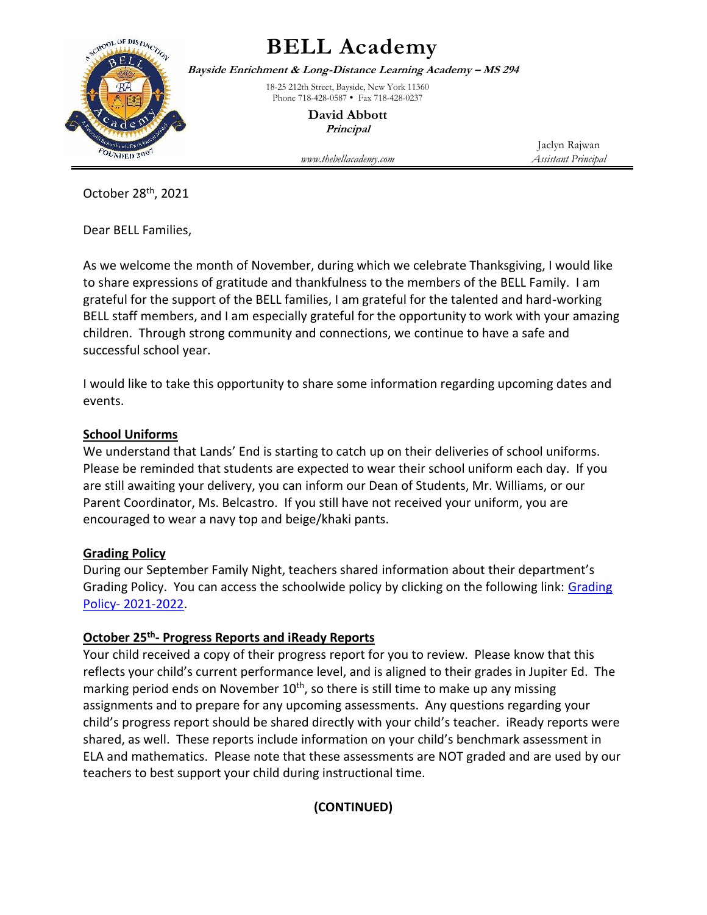# BELL Academy

***Bayside Enrichment & Long-Distance Learning Academy – MS 294***

18-25 212th Street, Bayside, New York 11360
Phone 718-428-0587 • Fax 718-428-0237

**David Abbott**
***Principal***

www.thebellacademy.com

Jaclyn Rajwan
*Assistant Principal*

October 28th, 2021

Dear BELL Families,

As we welcome the month of November, during which we celebrate Thanksgiving, I would like to share expressions of gratitude and thankfulness to the members of the BELL Family. I am grateful for the support of the BELL families, I am grateful for the talented and hard-working BELL staff members, and I am especially grateful for the opportunity to work with your amazing children. Through strong community and connections, we continue to have a safe and successful school year.

I would like to take this opportunity to share some information regarding upcoming dates and events.

**School Uniforms**

We understand that Lands' End is starting to catch up on their deliveries of school uniforms. Please be reminded that students are expected to wear their school uniform each day. If you are still awaiting your delivery, you can inform our Dean of Students, Mr. Williams, or our Parent Coordinator, Ms. Belcastro. If you still have not received your uniform, you are encouraged to wear a navy top and beige/khaki pants.

**Grading Policy**

During our September Family Night, teachers shared information about their department's Grading Policy. You can access the schoolwide policy by clicking on the following link: Grading Policy- 2021-2022.

**October 25th- Progress Reports and iReady Reports**

Your child received a copy of their progress report for you to review. Please know that this reflects your child's current performance level, and is aligned to their grades in Jupiter Ed. The marking period ends on November 10th, so there is still time to make up any missing assignments and to prepare for any upcoming assessments. Any questions regarding your child's progress report should be shared directly with your child's teacher. iReady reports were shared, as well. These reports include information on your child's benchmark assessment in ELA and mathematics. Please note that these assessments are NOT graded and are used by our teachers to best support your child during instructional time.

**(CONTINUED)**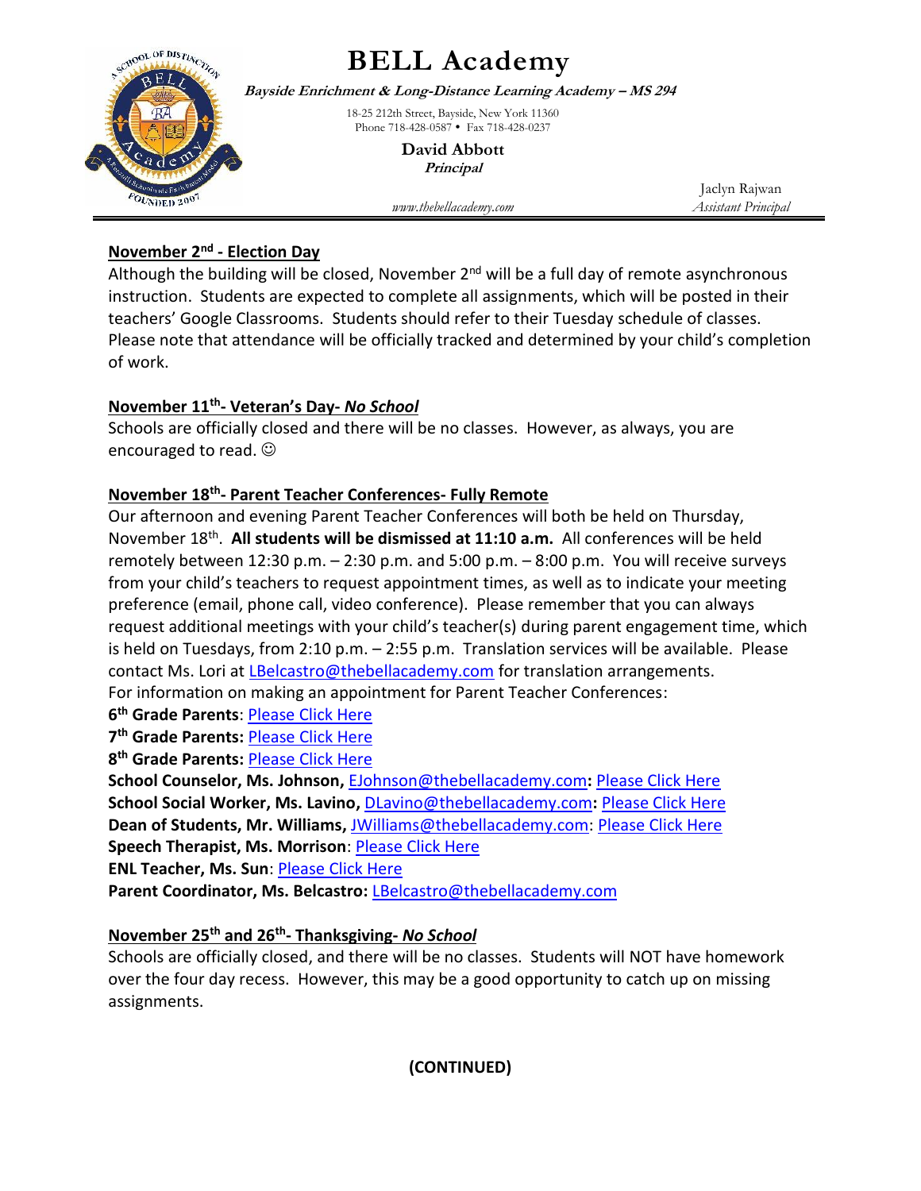# BELL Academy

***Bayside Enrichment & Long-Distance Learning Academy – MS 294***

18-25 212th Street, Bayside, New York 11360
Phone 718-428-0587 • Fax 718-428-0237

**David Abbott**
***Principal***

Jaclyn Rajwan
*Assistant Principal*

*www.thebellacademy.com*

---

**November 2nd - Election Day**

Although the building will be closed, November 2nd will be a full day of remote asynchronous instruction. Students are expected to complete all assignments, which will be posted in their teachers' Google Classrooms. Students should refer to their Tuesday schedule of classes. Please note that attendance will be officially tracked and determined by your child's completion of work.

**November 11th- Veteran's Day- *No School***

Schools are officially closed and there will be no classes. However, as always, you are encouraged to read. ☺

**November 18th- Parent Teacher Conferences- Fully Remote**

Our afternoon and evening Parent Teacher Conferences will both be held on Thursday, November 18th. **All students will be dismissed at 11:10 a.m.** All conferences will be held remotely between 12:30 p.m. – 2:30 p.m. and 5:00 p.m. – 8:00 p.m. You will receive surveys from your child's teachers to request appointment times, as well as to indicate your meeting preference (email, phone call, video conference). Please remember that you can always request additional meetings with your child's teacher(s) during parent engagement time, which is held on Tuesdays, from 2:10 p.m. – 2:55 p.m. Translation services will be available. Please contact Ms. Lori at LBelcastro@thebellacademy.com for translation arrangements.

For information on making an appointment for Parent Teacher Conferences:

**6th Grade Parents**: Please Click Here
**7th Grade Parents:** Please Click Here
**8th Grade Parents:** Please Click Here
**School Counselor, Ms. Johnson,** EJohnson@thebellacademy.com**:** Please Click Here
**School Social Worker, Ms. Lavino,** DLavino@thebellacademy.com**:** Please Click Here
**Dean of Students, Mr. Williams,** JWilliams@thebellacademy.com: Please Click Here
**Speech Therapist, Ms. Morrison**: Please Click Here
**ENL Teacher, Ms. Sun**: Please Click Here
**Parent Coordinator, Ms. Belcastro:** LBelcastro@thebellacademy.com

**November 25th and 26th- Thanksgiving- *No School***

Schools are officially closed, and there will be no classes. Students will NOT have homework over the four day recess. However, this may be a good opportunity to catch up on missing assignments.

**(CONTINUED)**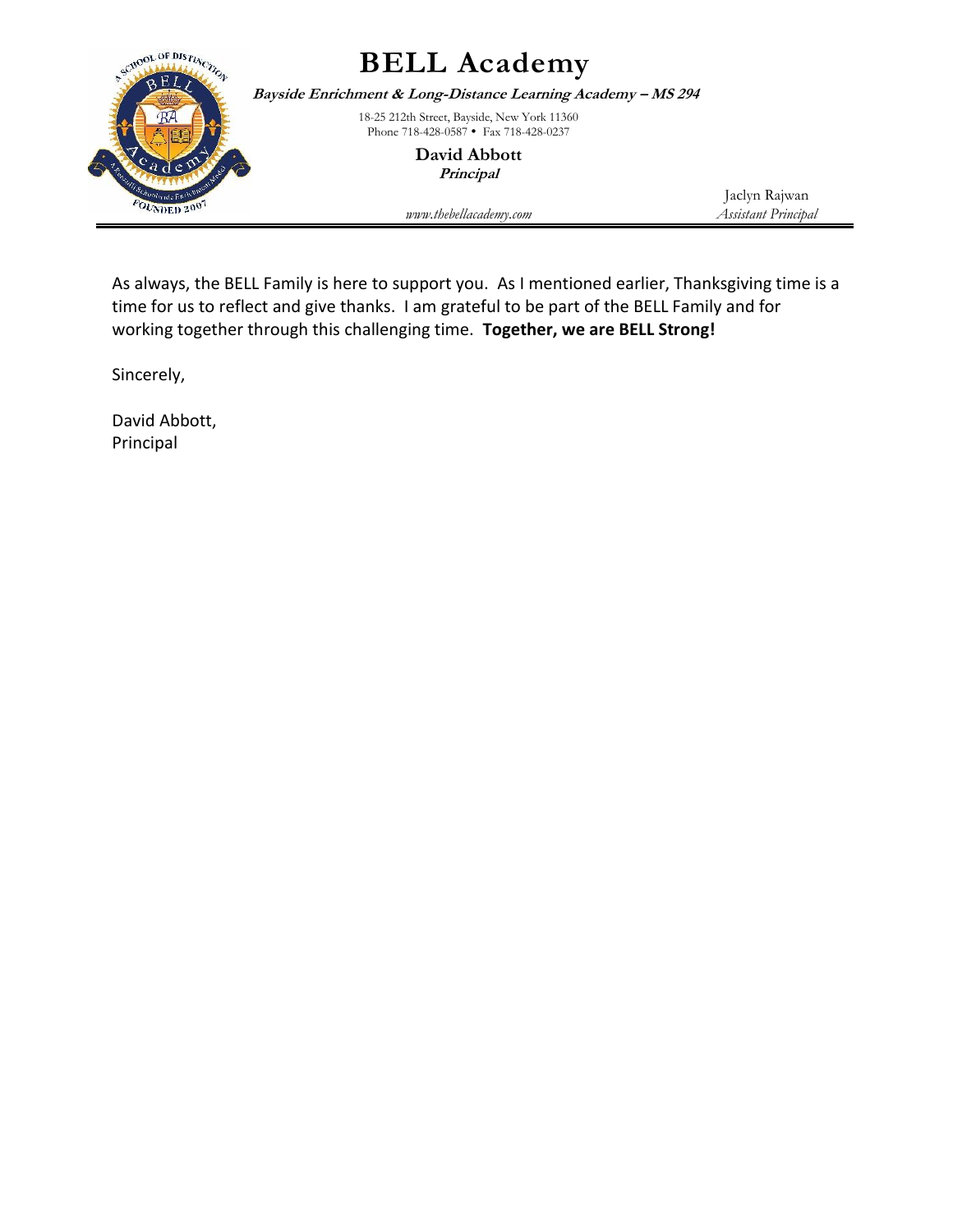# BELL Academy

***Bayside Enrichment & Long-Distance Learning Academy – MS 294***

18-25 212th Street, Bayside, New York 11360
Phone 718-428-0587 • Fax 718-428-0237

**David Abbott**
***Principal***

*www.thebellacademy.com*

Jaclyn Rajwan
*Assistant Principal*

---

As always, the BELL Family is here to support you. As I mentioned earlier, Thanksgiving time is a time for us to reflect and give thanks. I am grateful to be part of the BELL Family and for working together through this challenging time. **Together, we are BELL Strong!**

Sincerely,

David Abbott,
Principal